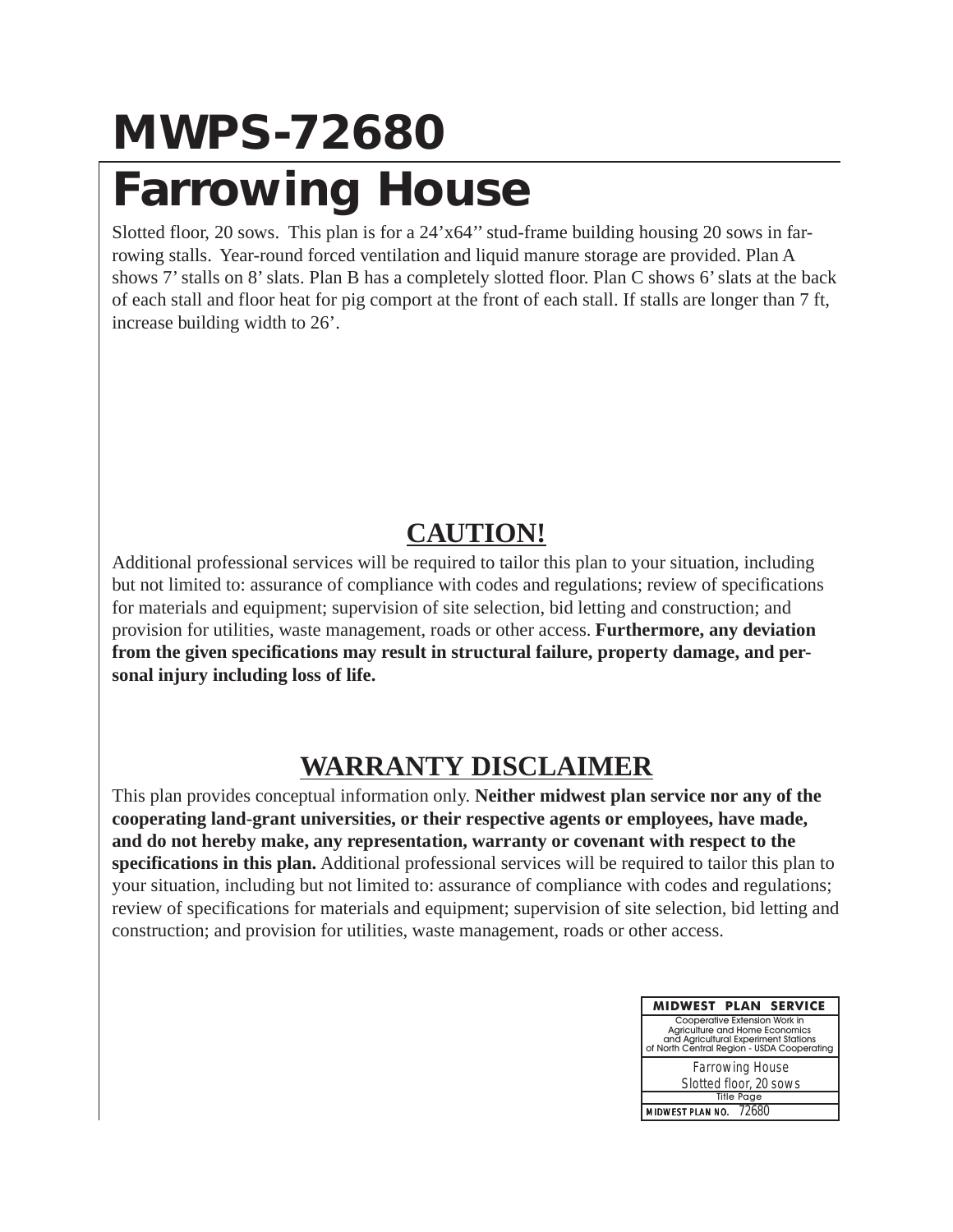# MWPS-72680

# Farrowing House

Slotted floor, 20 sows. This plan is for a 24'x64'' stud-frame building housing 20 sows in farrowing stalls. Year-round forced ventilation and liquid manure storage are provided. Plan A shows 7' stalls on 8' slats. Plan B has a completely slotted floor. Plan C shows 6' slats at the back of each stall and floor heat for pig comport at the front of each stall. If stalls are longer than 7 ft, increase building width to 26'.

## CAUTION!

Additional professional services will be required to tailor this plan to your situation, including but not limited to: assurance of compliance with codes and regulations; review of specifications for materials and equipment; supervision of site selection, bid letting and construction; and provision for utilities, waste management, roads or other access. **Furthermore, any deviation from the given specifications may result in structural failure, property damage, and personal injury including loss of life.**

## WARRANTY DISCLAIMER

This plan provides conceptual information only. **Neither midwest plan service nor any of the cooperating land-grant universities, or their respective agents or employees, have made, and do not hereby make, any representation, warranty or covenant with respect to the specifications in this plan.** Additional professional services will be required to tailor this plan to your situation, including but not limited to: assurance of compliance with codes and regulations; review of specifications for materials and equipment; supervision of site selection, bid letting and construction; and provision for utilities, waste management, roads or other access.

| MIDWEST PLAN SERVICE |
| --- |
| Cooperative Extension Work in Agriculture and Home Economics and Agricultural Experiment Stations of North Central Region - USDA Cooperating |
| Farrowing House Slotted floor, 20 sows |
| Title Page |
| MIDWEST PLAN NO. 72680 |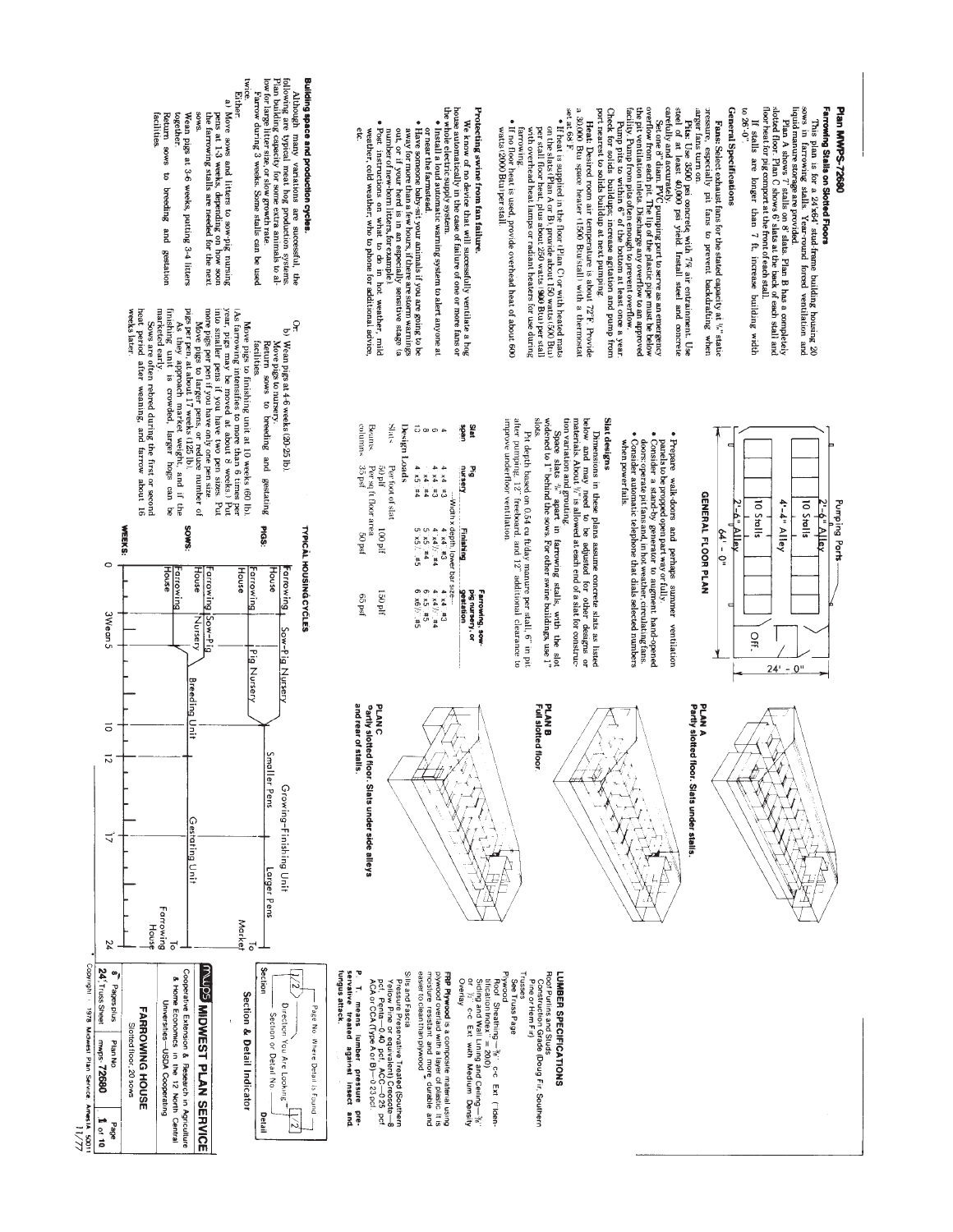# Plan MWPS-72680

## Farrowing Stalls on Slotted Floors

This plan is for a 24'x64' stud-frame building housing 20 sows in farrowing stalls. Year-round forced ventilation and liquid manure storage are provided.

Plan A shows 7' stalls on 4' slats. Plan B has a completely slotted floor. Plan C shows 6' slats at the back of each stall and floor heat for pig comfort at the front of each stall.

If stalls are longer than 7 ft, increase building width to 26'-0".

## General Specifications

**Fans:** Select exhaust fans for the stated capacity at ⅛" static pressure, especially pit fans to prevent backdrafting when larger fans turn on.

**Pits:** Use 3500 psi concrete with 7% air entrainment. Use steel of at least 40,000 psi yield. Install steel and concrete carefully and accurately.

Set one 8" diam. PVC pumping port to serve as an emergency overflow from each pit. The lip of the plastic pipe must be below the pit ventilation inlets. Discharge any overflow to an approved facility. Pump from pits often enough to prevent overflow.

Check for solids buildup at least once a year. Stir, or agitate, as necessary. Agitate and pump from port nearest to solids buildup at next pumping.

**Heat:** Desired room air temperature is about 72°F. Provide a 30,000 Btu space heater (1500 Btu/stall) with a thermostat set at 68°F.

- If heat is supplied in the floor (Plan C) or with heated mats on the slats (Plan A or B) provide about 150 watts (500 Btu) per stall. If floor heat is used, provide about 150 watts (500 Btu) per stall with overhead heat lamps or radiant heaters for use during farrowing.
- If no floor heat is used, provide overhead heat of about 600 watts (2000 Btu) per stall.

## Protecting swine from fan failure.

We know of no device that will successfully ventilate a hog house automatically in the case of failure of one or more fans or the whole electric supply system.

- Install a dependable warning system to alert anyone at or near the farmstead.
- Have someone baby-sit your animals if you are going to be away for more than a few hours, if there are storm warnings out, or if your herd is in an especially sensitive stage (a number of new-born litters, for example).
- Post instructions on what to do in hot weather, mild weather, cold weather; who to phone for additional advice, etc.
- Prepare walk doors and perhaps summer ventilation panels to be propped open part way or fully.
- Consider a stand-by generator to augment hand-opened doors and windows.
- Consider automatic telephone that dials selected numbers when power fails.

## Slat designs

Dimensions in these plans assume concrete slats as listed below. Dimensions may need to be adjusted for other designs or materials. About ½" is allowed at each end of a slat for construction variation and grouting.

Space slats ⅜" apart in farrowing stalls, with the slot widened to 1" behind the sows. For other swine buildings use 1" slots.

Pit depth based on 0.34 cu ft/day manure per stall, 6" in pit after pumping, 12" freeboard, and 12" additional clearance to improve underfloor ventilation.

| Slat span | Pig nursery | Finishing | Farrowing, sow-pig nursery, or gestation |
|---|---|---|---|
| | —Width x depth, lower bar size— | | |
| 4 | 4 x4 #3 | 4 x4 #3 | 4 x4 #3 |
| 6 | 4 x4 #3 | 4 x4½ #4 | 4 x5 #4 |
| 8 | 4 x4 #3 | 5 x5 #4 | 6 x5 #5 |
| 10 | 4 x5 #4 | 5 x5½ #5 | 6 x6½ #5 |

**Design Loads**

| | | | |
|---|---|---|---|
| Slats | Per foot of slat | | |
| | 50 plf | 100 plf | 150 plf |
| Beams, columns | Per sq ft floor area | | |
| | 35 psf | 50 psf | 65 psf |

## Building space and production cycles.

Although many variations are successful, the following are typical meat hog production systems. Plan building capacity for some extra animals to allow for large litter size or slow growth rate.

Farrow during 3 weeks. Some stalls can be used twice.

Either:

a) Move sows and litters to sow-pig nursing pens at 1-3 weeks, depending on how soon the farrowing stalls are needed for the next sows.

Wean pigs at 3-6 weeks, putting 3-4 litters together.

Return sows to breeding and gestation facilities.

Or:

b) Wean pigs at 4-6 weeks (20-25 lb).

Move pigs to nursery.

Return sows to breeding and gestating facilities.

Move pigs to finishing unit at 10 weeks (60 lb). (As farrowing intensifies to more than 6 times per year, pigs may be moved at about 8 weeks.) Put into smaller pens if you have two pen sizes. Put more pigs per pen if you have only one pen size.

Move pigs to larger pens, or reduce number of pigs per pen, at about 17 weeks (125 lb).

As they approach market weight, and if the finishing unit is crowded, larger hogs can be marketed early.

Sows are often rebred during the first or second heat period after weaning, and farrow about 16 weeks later.

## TYPICAL HOUSING CYCLES

**PIGS:** Farrowing House → Sow-Pig Nursery (option a); Farrowing House → Pig Nursery (option b) → Growing-Finishing Unit (Smaller Pens, then Larger Pens) → To Market

**SOWS:** Farrowing House → Sow-Pig Nursery (option a) / Farrowing House (option b) → Breeding Unit → Gestating Unit → To Farrowing House

**WEEKS:** 0, 3 Wean 5, 10, 12, 17, 24

## GENERAL FLOOR PLAN

Pumping Ports; 2'-6" Alley; 10 Stalls; 4'-4" Alley; 10 Stalls; 2'-6" Alley; Off.; 64'-0"; 24'-0"

**PLAN A**
Partly slotted floor. Slats under stalls.

**PLAN B**
Full slotted floor.

**PLAN C**
Partly slotted floor. Slats under side alleys and rear of stalls.

## LUMBER SPECIFICATIONS

Roof Purlins and Studs
Construction Grade (Doug Fir, Southern Pine or Hem Fir)

Trusses
See Truss Page

Plywood
Roof Sheathing—⅜" c-c Ext (Identification Index = 20/0)
Siding and Wall Lining and Ceiling—⅜" or ½" c-c Ext with Medium Density Overlay

**FRP Plywood** is a composite material using plywood overlaid with a layer of plastic. It is moisture resistant and more durable and easier to clean than plywood.

Sills and Fascia
Pressure Preservative Treated (Southern Yellow Pine or equivalent) Creosote—8 pcf, Penta—0.40 pcf, ACC—0.25 pcf, ACA or CCA (Type A or B)—0.23 pcf

**P. T. means lumber pressure preservative treated against insect and fungus attack.**

## Section & Detail Indicator

Page No. Where Detail is Found; Direction You Are Looking; Section or Detail No.; Section; Detail

**MWPS MIDWEST PLAN SERVICE**
Cooperative Extension & Research in Agriculture & Home Economics in the 12 North Central Universities—USDA Cooperating

**FARROWING HOUSE**
Slotted floor, 20 sows

8 Pages plus 24" Truss Sheet | Plan No. mwps-72680 | Page 1 of 10

Copyright 1978 Midwest Plan Service, Ames IA 50011 11/77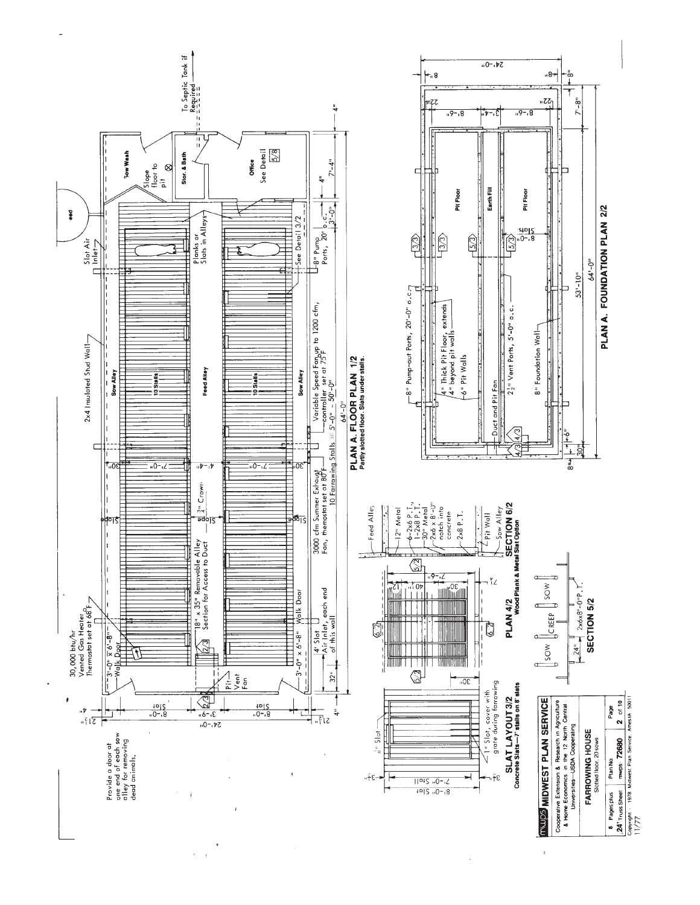# PLAN A. FLOOR PLAN 1/2

Partly slotted floor. Slats under stalls.

- Provide a door at one end of each sow alley for removing dead animals.
- 30,000 btu/hr Vented Gas Heater, Thermostat set at 68°F
- 2x4 Insulated Stud Wall
- Slot Air Inlet
- Feed
- To Septic Tank if Required
- Sow Wash — Slope floor to pit
- Stor. & Bath
- Office — See Detail 5/8
- 3'-0" x 6'-8" Walk Door
- 18" x 35" Removable Alley Section for Access to Duct
- Pit Vent Fan
- 3/4" Crown
- Slope
- Sow Alley
- 10 Stalls
- Feed Alley
- Planks or Slats in Alleys
- See Detail 3/2
- 8" Pump Ports, 20' o.c.
- 4' Slot Air Inlet, each end of this wall
- 3000 cfm Summer Exhaust Fan, thermostat set at 80°F
- Variable Speed Fan up to 1200 cfm, controller set at 75°F
- 10 Farrowing Stalls @ 5'-0" = 50'-0"
- 64'-0"
- 24'-0"
- 8'-0" Slat; 3'-6"; 8'-0" Slat
- 7'-0"; 4'-4"; 7'-0"; 30"
- 32"; 7'-4"; 3'-0"; 4"

# PLAN A. FOUNDATION PLAN 2/2

- 8" Pump-out Ports, 20'-0" o.c.
- 4" Thick Pit Floor, extends 4" beyond pit walls
- 6" Pit Walls
- Duct and Pit Fan
- 2 1/2" Vent Ports, 5'-0" o.c.
- 8" Foundation Wall
- Pit Floor
- Earth Fill
- Pit Floor
- 8"=1'-0" Slope
- 53'-10"
- 64'-0"
- 24'-0"
- 8'-6"; 3'-4"; 8'-6"; 22"; 7'-8"; 8"; 30"; 6"

# SLAT LAYOUT 3/2

Concrete Slats—7' stalls on 8' slats

- 1/2" Slot
- 1" Slot, cover with grate during farrowing
- 7'-0" Stall; 8'-0" Slat

# PLAN 4/2

Wood Plank & Metal Slat Option

- 12"; 40"; 30"; 7'-6"

# SECTION 5/2

- SOW | CREEP | SOW
- 24"
- 2x6x8'-0" P.T.

# SECTION 6/2

- Feed Alley
- 12" Metal
- 6-2x6 P.T., 1-2x8 P.T.
- 30" Metal
- 2x6 x 8'-0" notch into concrete
- 2x8 P.T.
- Pit Wall
- Sow Alley

---

**MWPS MIDWEST PLAN SERVICE**

Cooperative Extension & Research in Agriculture & Home Economics in the 12 North Central Universities—USDA Cooperating

**FARROWING HOUSE**

Slotted floor, 20 sows

| 8 Pages plus 24' Truss Sheet | Plan No. mwps-72680 | Page 2 of 10 |
|---|---|---|

Copyright 1978 Midwest Plan Service Ames IA 50011

11/77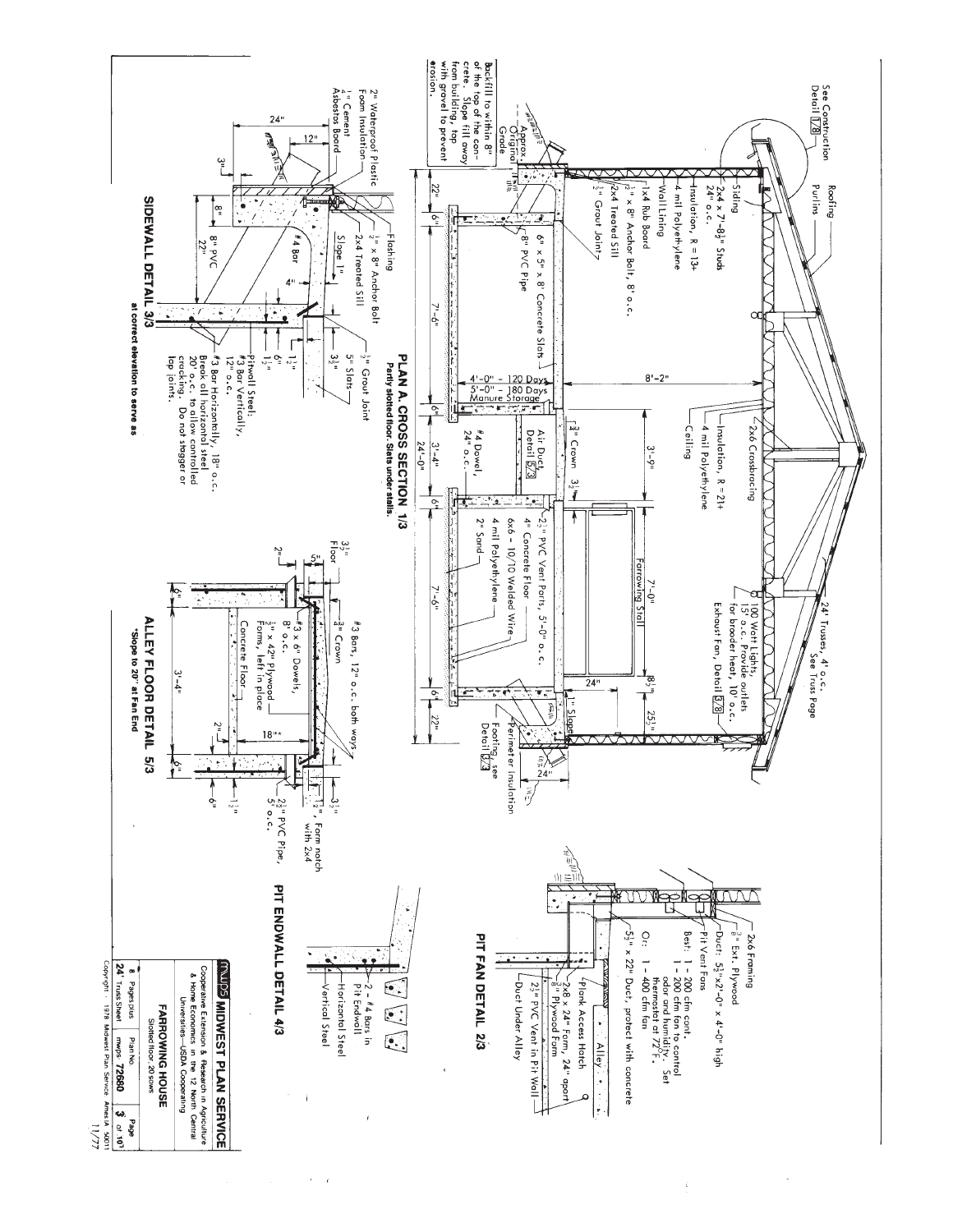## PLAN A. CROSS SECTION 1/3

Partly slotted floor. Slats under stalls.

See Construction Detail 1/8

Roofing

Purlins

24' Trusses, 4' o.c. See Truss Page

Siding

2x4 x 7'-8½" Studs 24" o.c.

Insulation, R = 13+

4 mil Polyethylene

Wall Lining

1x4 Rub Board

½" x 8" Anchor Bolt, 8' o.c.

2x4 Treated Sill

½" Grout Joint

6" x 5" x 8' Concrete Slats

8" PVC Pipe

2x6 Crossbracing

Insulation, R = 21+

4 mil Polyethylene

Ceiling

8'-2"

3'-9"

100 Watt Lights, 15' o.c. Provide outlets for brooder heat, 10' o.c.

Exhaust Fan, Detail 5/8

Farrowing Stall

7'-0"

24"

8½"

25½"

1" Slope

Footing, see Detail 3/3

Perimeter Insulation

24"

Backfill to within 8" of the top of the concrete. Slope fill away from building, top with gravel to prevent erosion.

Approx. Original Grade

22"

6"

7'-6"

4'-0" - 120 Days

5'-0" - 180 Days

Manure Storage

6"

Air Duct, Detail 5/3

¾" Crown

3½"

2½" PVC Vent Ports, 5'-0" o.c.

4" Concrete Floor

6x6 - 10/10 Welded Wire

4 mil Polyethylene

2" Sand

#4 Dowel, 24" o.c.

3'-4"

24'-0"

6"

7'-6"

6"

22"

## SIDEWALL DETAIL 3/3

2" Waterproof Plastic Foam Insulation

¼" Cement Asbestos Board

Flashing

½" x 8" Anchor Bolt

2x4 Treated Sill

Slope 1"

#4 Bar

4"

½" Grout Joint

5" Slats

3½"

6"

1½"

1½"

Pitwall Steel: #3 Bar Vertically, 12" o.c.

#3 Bar Horizontally, 18" o.c. Break all horizontal steel 20' o.c. to allow controlled cracking. Do not stagger or lap joints.

24"

12"

3"

8"

8" PVC at correct elevation to serve as

22"

## ALLEY FLOOR DETAIL 5/3

*Slope to 20" at Fan End

3½" Floor

2"

5"

#3 Bars, 12" o.c. both ways

¾" Crown

#3 x 6" Dowels, 8" o.c.

½" x 42" Plywood Forms, left in place

Concrete Floor

6"

3'-4"

2"

18"*

6"

1½"

3½"

1" Form notch with 2x4

2½" PVC Pipe, 5' o.c.

6"

## PIT FAN DETAIL 2/3

2x6 Framing

⅜" Ext. Plywood

Duct: 5½"x2'-0" x 4'-0" high

Pit Vent Fans

Best: 1 - 200 cfm cont. 1 - 200 cfm fan to control odor and humidity. Set thermostat at 72°F.

Or: 1 - 400 cfm fan

5½" x 22" Duct, protect with concrete

Alley

Plank Access Hatch

2x8 x 24" Form, 24" apart

⅜" Plywood Form

2½" PVC Vent in Pit Wall

Duct Under Alley

## PIT ENDWALL DETAIL 4/3

2 - #4 Bars in Pit Endwall

Horizontal Steel

Vertical Steel

---

**MWPS MIDWEST PLAN SERVICE**

Cooperative Extension & Research in Agriculture & Home Economics in the 12 North Central Universities—USDA Cooperating

**FARROWING HOUSE**

Slotted floor, 20 sows

| 8 Pages plus 24' Truss Sheet | Plan No. mwps 72680 | Page 3 of 10 |
|---|---|---|

Copyright 1978 Midwest Plan Service Ames IA 50011

11/77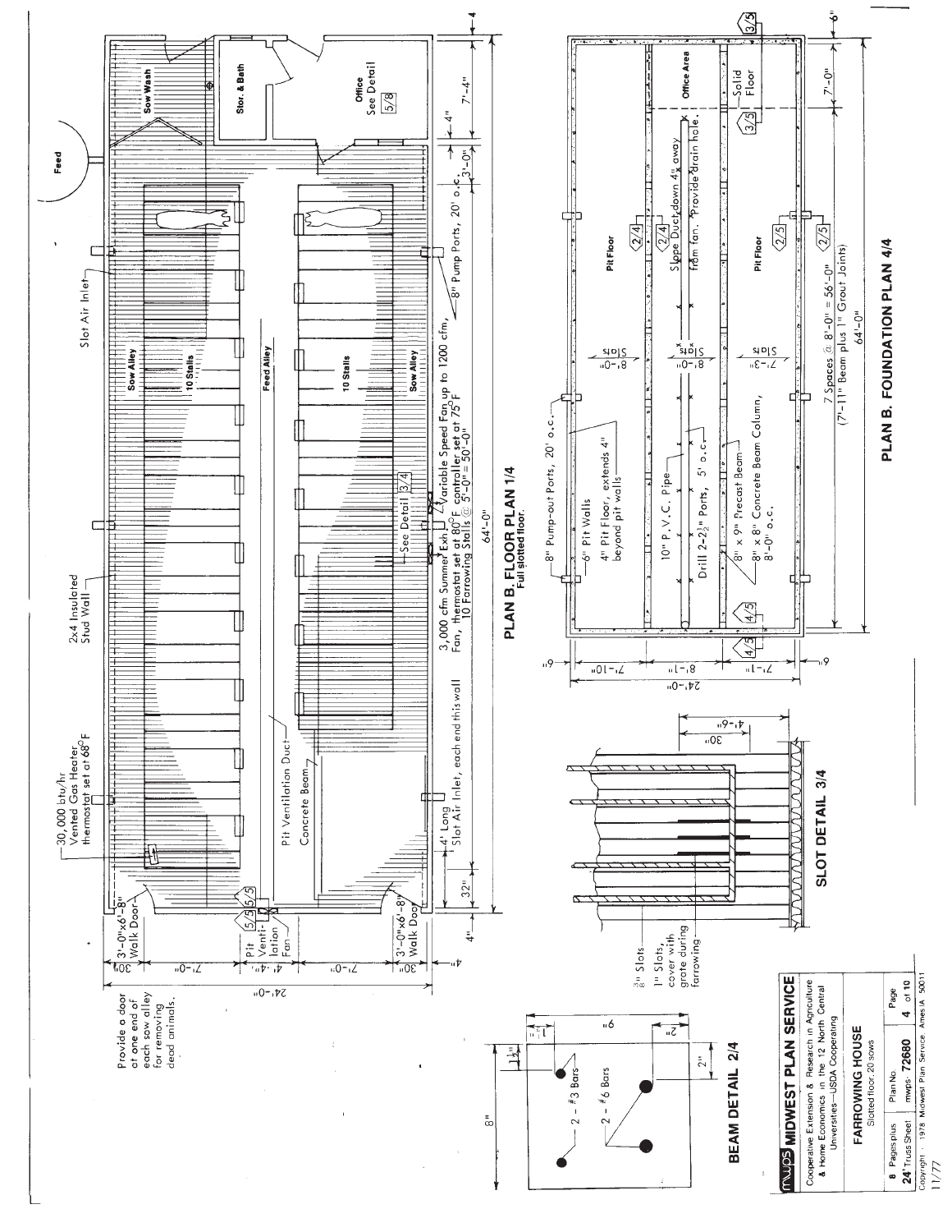## PLAN B. FLOOR PLAN 1/4

Full slotted floor.

Provide a door at one end of each sow alley for removing dead animals.

- 30,000 btu/hr Vented Gas Heater, thermostat set at 68°F
- 2x4 Insulated Stud Wall
- Slot Air Inlet
- Feed
- Sow Wash
- Stor. & Bath
- Office — See Detail 5/8
- Sow Alley
- 10 Stalls
- Feed Alley
- 10 Stalls
- Sow Alley
- Pit Ventilation Duct
- Concrete Beam
- 4' Long Slot Air Inlet, each end this wall
- See Detail 3/4
- 3,000 cfm Summer Exh. Fan, thermostat set at 80°F
- Variable Speed Fan up to 1200 cfm, controller set at 75°F
- 10 Farrowing Stalls @ 5'-0" = 50'-0"
- 8" Pump Ports, 20' o.c.
- 3'-0"x6'-8" Walk Door
- Pit Ventilation Fan 5/5
- 3'-0"x6'-8" Walk Door

Dimensions: 30", 7'-0", 4'-4", 7'-0", 30"; 24'-0"; 4"; 32"; 64'-0"; 3'-0"; 4"; 7'-4"; 4"

## SLOT DETAIL 3/4

- 3/8" Slots
- 1" Slots, cover with grate during farrowing
- 30"
- 4'-6"

## BEAM DETAIL 2/4

- 2 - #3 Bars
- 2 - #6 Bars
- 8"
- 9"
- 1"
- 1 1/2"
- 2"
- 2"

## PLAN B. FOUNDATION PLAN 4/4

- 8" Pump-out Ports, 20' o.c.
- 6" Pit Walls
- 4" Pit Floor, extends 4" beyond pit walls
- 10" P.V.C. Pipe
- Drill 2-2 1/2" Ports, 5' o.c.
- 8" x 9" Precast Beam
- 8" x 8" Concrete Beam Column, 8'-0" o.c.
- Pit Floor
- Slope Duct down 4" away from fan. Provide drain hole.
- Pit Floor
- Office Area
- Solid Floor
- Slats 8'-0"
- Slats 8'-0"
- Slats 7'-2"
- 7 Spaces @ 8'-0" = 56'-0" (7'-11" Beam plus 1" Grout Joints)
- 7'-0"
- 64'-0"
- 6"
- 6"
- 7'-10"
- 8'-1"
- 7'-1"
- 24'-0"
- 6"

MWPS MIDWEST PLAN SERVICE

Cooperative Extension & Research in Agriculture & Home Economics in the 12 North Central Universities—USDA Cooperating

FARROWING HOUSE

Slotted floor, 20 sows

| 8 Pages plus 24" Truss Sheet | Plan No. mwps-72680 | Page 4 of 10 |
|---|---|---|

Copyright © 1978 Midwest Plan Service, Ames IA 50011

11/77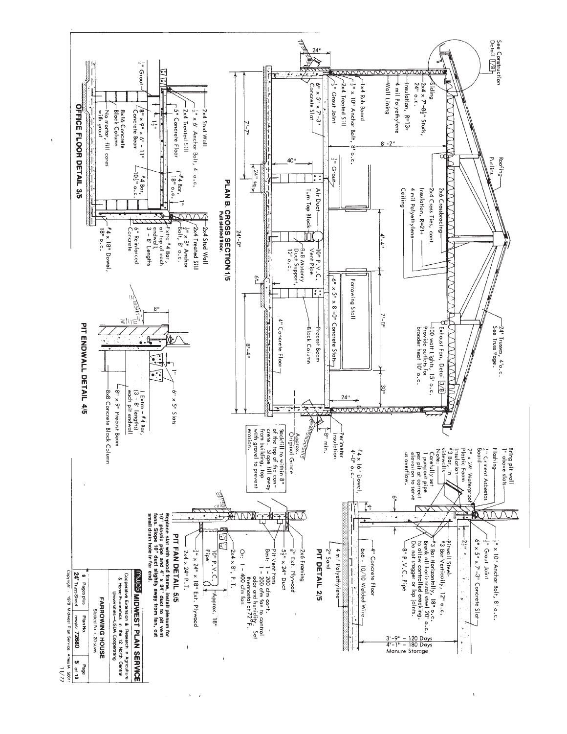## PLAN B CROSS SECTION 1/5

Full slotted floor.

See Construction Detail 1/8

- Roofing
- Purlins
- 24' Trusses, 4' o.c. See Truss Page.
- Siding
- 2x4 x 7'-8½" Studs, 24" o.c.
- Insulation, R=13+
- 4 mil Polyethylene
- Wall Lining
- 1x4 Rub Board
- ½" x 10" Anchor Bolt, 8' o.c.
- 2x4 Treated Sill
- ½" Grout Joint
- 6" x 5" x 7'-3" Concrete Slat
- 2x6 Crossbracing
- 2x4 Cross Ties, cont.
- Insulation, R=21+
- 4 mil Polyethylene
- Ceiling
- Farrowing Stall
- Exhaust Fan, Detail 3/8
- 100 watt Lights, 15' o.c. Provide outlets for brooder heat 10' o.c.
- ½" Grout
- Air Duct
- Turn Top Block
- 10" P.V.C. Vent Pipe
- 8x8 Masonry Duct Support, 12' o.c.
- 6" x 5" x 8'-0" Concrete Slats
- Precast Beam
- Block Column
- 4" Concrete Floor
- Perimeter Insulation
- 8" min.
- Approx. Original Grade

Dimensions: 24", 8'-2", 4'-4", 7'-0", 30", 7'-7", 40", 24" sq., 6", 24'-0", 8'-4", 24"

Backfill to within 8" of the top of the concrete. Slope fill away from building, top with gravel to prevent erosion.

## PIT DETAIL 2/5

- Bring pit wall 1" above slats
- Flashing
- ¼" Cement Asbestos Board
- 2" x 24" Waterproof Plastic Foam Insulation
- #3 Bar, in sidewalls
- Note: Carefully set 1 pumpout pipe per pit at correct elevation to serve as overflow.
- ½" x 10" Anchor Bolt, 8' o.c.
- ½" Grout Joint
- 6" x 5" x 7'-3" Concrete Slat
- 2½"
- Pitwall Steel: #3 Bar Vertically, 12" o.c. #3 Bar Horizontally, 18" o.c. Break all horizontal steel 20' o.c. to allow controlled cracking. Do not stagger or lap joints.
- 8" P.V.C. Pipe
- #4 x 16" Dowel, 4'-0" o.c.
- 4"
- 6"
- 4" Concrete Floor
- 6x6 - 10/10 Welded Wire
- 4 mil Polyethylene
- 2" Sand
- 3'-9" – 120 Days
- 4'-1" – 180 Days
- Manure Storage

## OFFICE FLOOR DETAIL 3/5

- 2x4 Stud Wall
- ½" x 6" Anchor Bolt, 4' o.c.
- 2x4 Treated Sill
- 5" Concrete Floor
- 8" x 9" x 6' - 11" Concrete Beam
- 8x16 Concrete Block Column
- No mortar, fill cores with grout
- ½" Grout
- 1½"
- #4 Bar, 18" o.c.
- #4 Bar, 10½" o.c.
- 1"
- 2x4 Stud Wall
- 2x4 Treated Sill
- ½" x 8" Anchor Bolt, 8' o.c.
- Extra #4 Bar, at top of each endwall, 3 - 8' Lengths
- 6" Reinforced Concrete
- #4 x 18" Dowel, 18" o.c.

## PIT ENDWALL DETAIL 4/5

- 8"
- 1"
- 6" x 5" Slats
- 1 Extra - #4 Bar, (3 - 8' lengths) each pit endwall
- 8" x 9" Precast Beam
- 8x8 Concrete Block Column

## PIT FAN DETAIL 5/5

- 2x6 Framing
- ⅜" Ext. Plywood
- 5½" x 24" Duct
- Pit Vent Fans. Best: 1 - 200 cfm fan cont. 1 - 200 cfm fan to control odor and humidity. Set thermostat at 72°F. Or: 1 - 400 cfm fan
- 2x4 x 8', P.T.
- 10" P.V.C. Pipe
- ¾" x 24" x 18" Ext. Plywood
- 2x4 x 24" P.T.
- Approx. 18"

Replace slat with wood frame, install plenum for 10" plastic pipe and 4" x 24" duct to pit vent fans. Slope 10" duct slightly away from fan, cut small drain hole in far end.

**MWPS MIDWEST PLAN SERVICE**

Cooperative Extension & Research in Agriculture & Home Economics in the 12 North Central Universities—USDA Cooperating

**FARROWING HOUSE**

Slotted for 20 sows

| 8 Pages plus | Plan No. | Page |
|---|---|---|
| 24' Truss Sheet | mwps 72680 | 5 of 10 |

Copyright 1978 Midwest Plan Service Ames IA 50011

11/77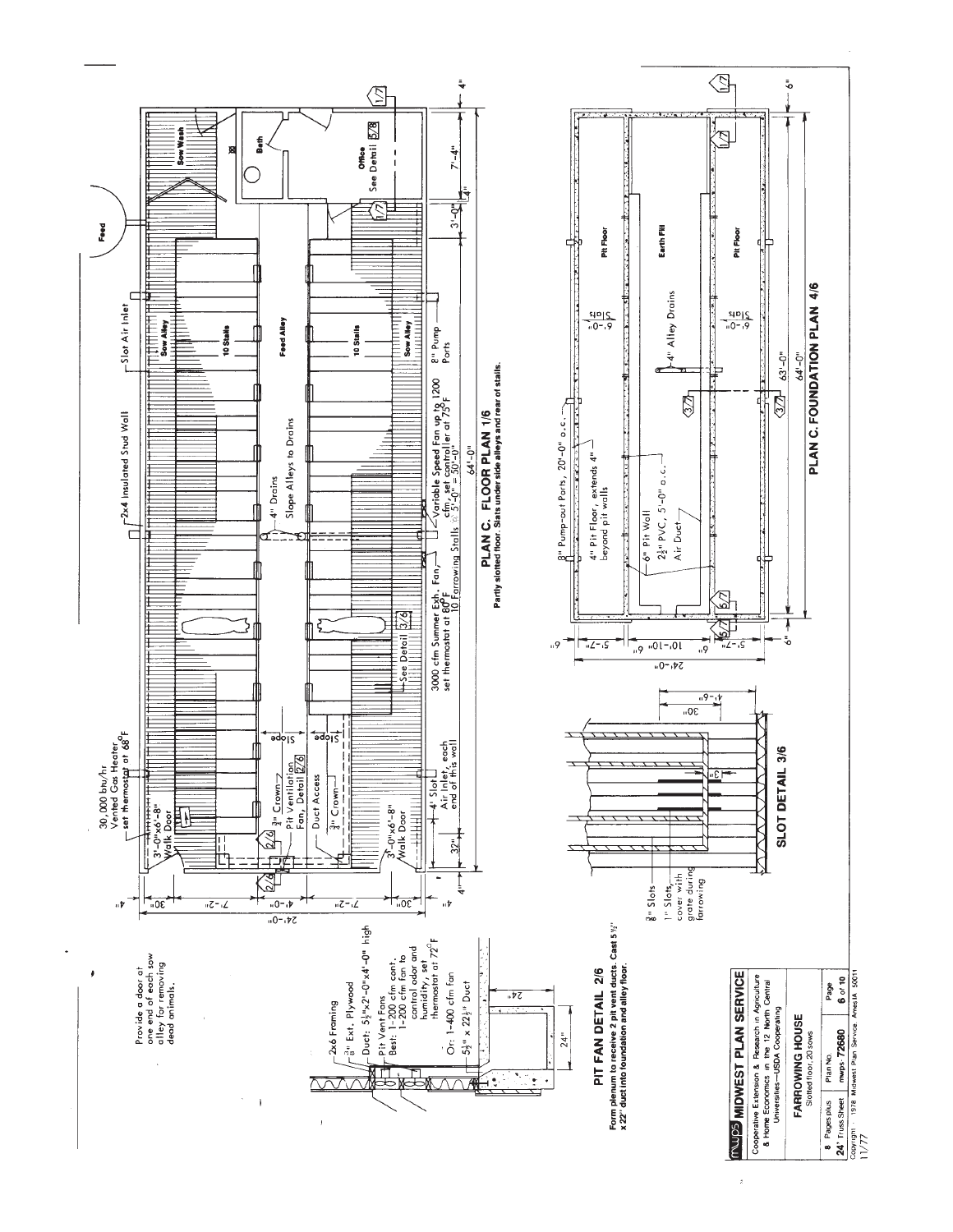Provide a door at one end of each sow alley for removing dead animals.

Feed

Slot Air Inlet

2x4 Insulated Stud Wall

30,000 btu/hr Vented Gas Heater, set thermostat at 68°F

3'-0"x6'-8" Walk Door

Sow Wash

Bath

Office See Detail 5/8

Sow Alley

10 Stalls

Feed Alley

10 Stalls

Sow Alley

4" Drains

Slope Alleys to Drains

3/4" Crown

Pit Ventilation Fan, Detail 2/6

Duct Access

3/4" Crown

Slope

Slope

See Detail 3/6

3'-0"x6'-8" Walk Door

4' Slot Air Inlet, each end of this wall

3000 cfm Summer Exh. Fan, set thermostat at 80°F

10 Farrowing Stalls @ 5'-0" = 50'-0"

Variable Speed Fan up to 1200 cfm, set controller at 75°F

8" Pump Ports

64'-0"

32"

3'-0"

7'-4"

4"

24'-0"

30"

7'-2"

4'-0"

7'-2"

30"

4"

## PLAN C. FLOOR PLAN 1/6

Partly slotted floor. Slats under side alleys and rear of stalls.

8" Pump-out Ports, 20'-0" o.c.

4" Pit Floor, extends 4" beyond pit walls

6" Pit Wall

2½" PVC, 5'-0" o.c. Air Duct

Pit Floor

Earth Fill

Pit Floor

6'-0" Slats

6'-0" Slats

4" Alley Drains

63'-0"

64'-0"

6"

6"

5'-7"

10'-10"

5'-7"

24'-0"

## PLAN C. FOUNDATION PLAN 4/6

2x6 Framing

⅜" Ext. Plywood

Duct: 5½"x2'-0"x4'-0" high

Pit Vent Fans
Best: 1-200 cfm cont.
1-200 cfm fan to control odor and humidity, set thermostat at 72°F
Or: 1-400 cfm fan

5½" x 22½" Duct

24"

24"

## PIT FAN DETAIL 2/6

Form plenum to receive 2 pit vent ducts. Cast 5½" x 22" duct into foundation and alley floor.

⅜" Slots

1" Slots, cover with grate during farrowing

3"

30"

4'-6"

## SLOT DETAIL 3/6

**MWPS MIDWEST PLAN SERVICE**

Cooperative Extension & Research in Agriculture & Home Economics in the 12 North Central Universities—USDA Cooperating

**FARROWING HOUSE**

Slotted floor, 20 sows

| 8 Pages plus 24' Truss Sheet | Plan No. mwps-72680 | Page 6 of 10 |
|---|---|---|

Copyright © 1978 Midwest Plan Service, Ames IA 50011

11/77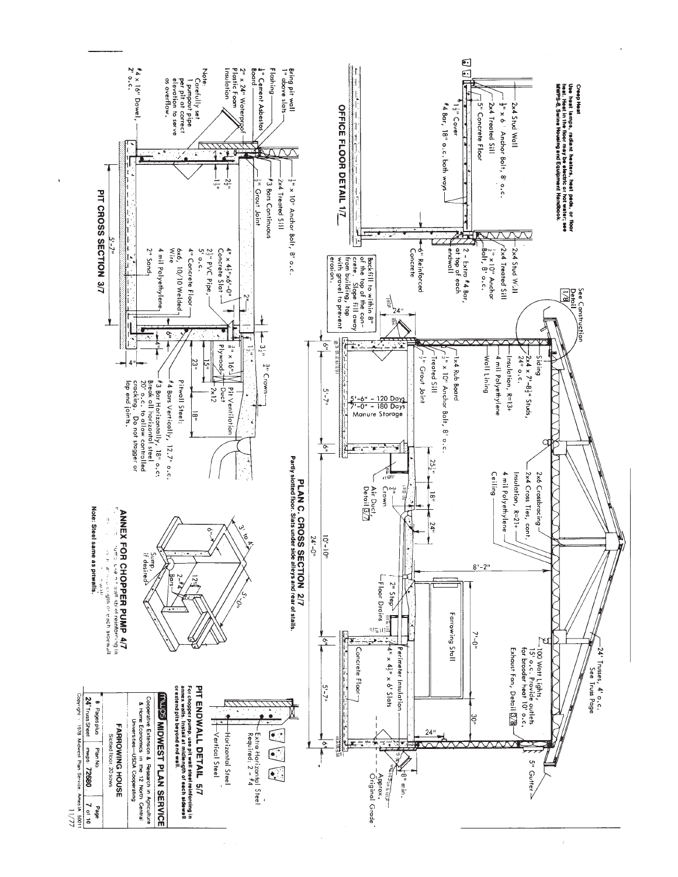**Creep Heat**

Use heat lamps, radiant heaters, heat pads, or floor heat. Heat in the floor may be electric or hot water; see MWPS-8, Swine Housing and Equipment Handbook.

## OFFICE FLOOR DETAIL 1/7

- 2x4 Stud Wall
- ½" x 6" Anchor Bolt, 8' o.c.
- 2x4 Treated Sill
- 5" Concrete Floor
- 1½" Cover
- #4 Bar, 18" o.c. both ways
- 2x4 Stud Wall
- 2x4 Treated Sill
- ½" x 10" Anchor Bolt, 8' o.c.
- 2 - Extra #4 Bar, at top of each endwall
- 6" Reinforced Concrete

## PIT CROSS SECTION 3/7

- Bring pit wall 1" above slats
- Flashing
- ¼" Cement Asbestos Board
- 2" x 24" Waterproof Plastic Foam Insulation
- ½" x 10" Anchor Bolt, 8' o.c.
- 2x4 Treated Sill
- #3 Bars Continuous
- ¾" Grout Joint
- 2½"
- 1½"
- 4" x 4½" x 6'-0" Concrete Slat
- 2½" PVC Pipe, 5' o.c.
- 4" Concrete Floor
- 6x6, 10/10 Welded Wire
- 4 mil Polyethylene
- 2" Sand
- 2"
- 6"
- 4"
- 5'-7"
- #4 x 16" Dowel, 2' o.c.
- 3½"
- ¾" Crown
- 1½"
- ⅜" x 16" Plywood Duct
- 2x12
- Pit Ventilation Duct
- 15"
- 23"
- 18"

Note: Carefully set 1 pumpout pipe per pit at correct elevation to serve as overflow.

Pitwall Steel:

- #4 Bars Vertically, 12.7" o.c.
- #3 Bar Horizontally, 18" o.c.; Break all horizontal steel 20' o.c. to allow controlled cracking. Do not stagger or lap end joints.

## PLAN C. CROSS SECTION 2/7

Partly slotted floor. Slats under side alleys and rear of stalls.

- See Construction Detail 1/8
- 24' Trusses, 4' o.c. See Truss Page
- Siding
- 2x4 x 7'-8½" Studs, 24" o.c.
- Insulation, R=13+
- 4 mil Polyethylene
- Wall Lining
- 1x4 Rub Board
- ½" x 10" Anchor Bolt, 8' o.c.
- Treated Sill
- ¾" Grout Joint
- 2x6 Crossbracing
- 2x4 Cross Ties, cont.
- Insulation, R=21+
- 4 mil Polyethylene
- Ceiling
- 100 Watt Lights, 15' o.c. Provide outlets for brooder heat 10' o.c.
- Exhaust Fan, Detail 3/8
- 5" Gutter
- 8'-2"
- Farrowing Stall
- 7'-0"
- 30"
- 24"
- 24"
- 5'-6" - 120 Days / 7'-0" - 180 Days Manure Storage
- 25½"
- 18"
- 24"
- ¾" Crown
- Air Duct Detail 3/7
- 2" Step
- Floor Drains
- Perimeter Insulation
- 4" x 4½" x 6' Slats
- Concrete Floor
- 8" min.
- Approx. Original Grade
- 6" | 5'-7" | 6" | 10'-10" | 6" | 5'-7" | 6"
- 24'-0"

Backfill to within 8" of the top of the concrete. Slope fill away from building, top with gravel to prevent erosion.

## ANNEX FOR CHOPPER PUMP 4/7

- 3' to 4'
- 6"
- Sump, if desired
- 2-#4 Bars
- 12"
- 5'-0"

For chopper pump, use pit wall steel reinforcing in annex walls. Install at midlength of each sidewall or extend pits beyond end wall.

Note: Steel same as pitwalls.

## PIT ENDWALL DETAIL 5/7

- Extra Horizontal Steel Required: 2 - #4
- Horizontal Steel
- Vertical Steel

For chopper pump, use pit wall steel reinforcing in annex walls. Install at midlength of each sidewall or extend pits beyond end wall.

---

**MWPS MIDWEST PLAN SERVICE**

Cooperative Extension & Research in Agriculture & Home Economics in the 12 North Central Universities—USDA Cooperating

**FARROWING HOUSE**

Slotted floor, 20 sows

| 8 Pages plus 24' Truss Sheet | Plan No. mwps 72680 | Page 7 of 10 |
| --- | --- | --- |

Copyright 1978 Midwest Plan Service, Ames IA 50011 11/77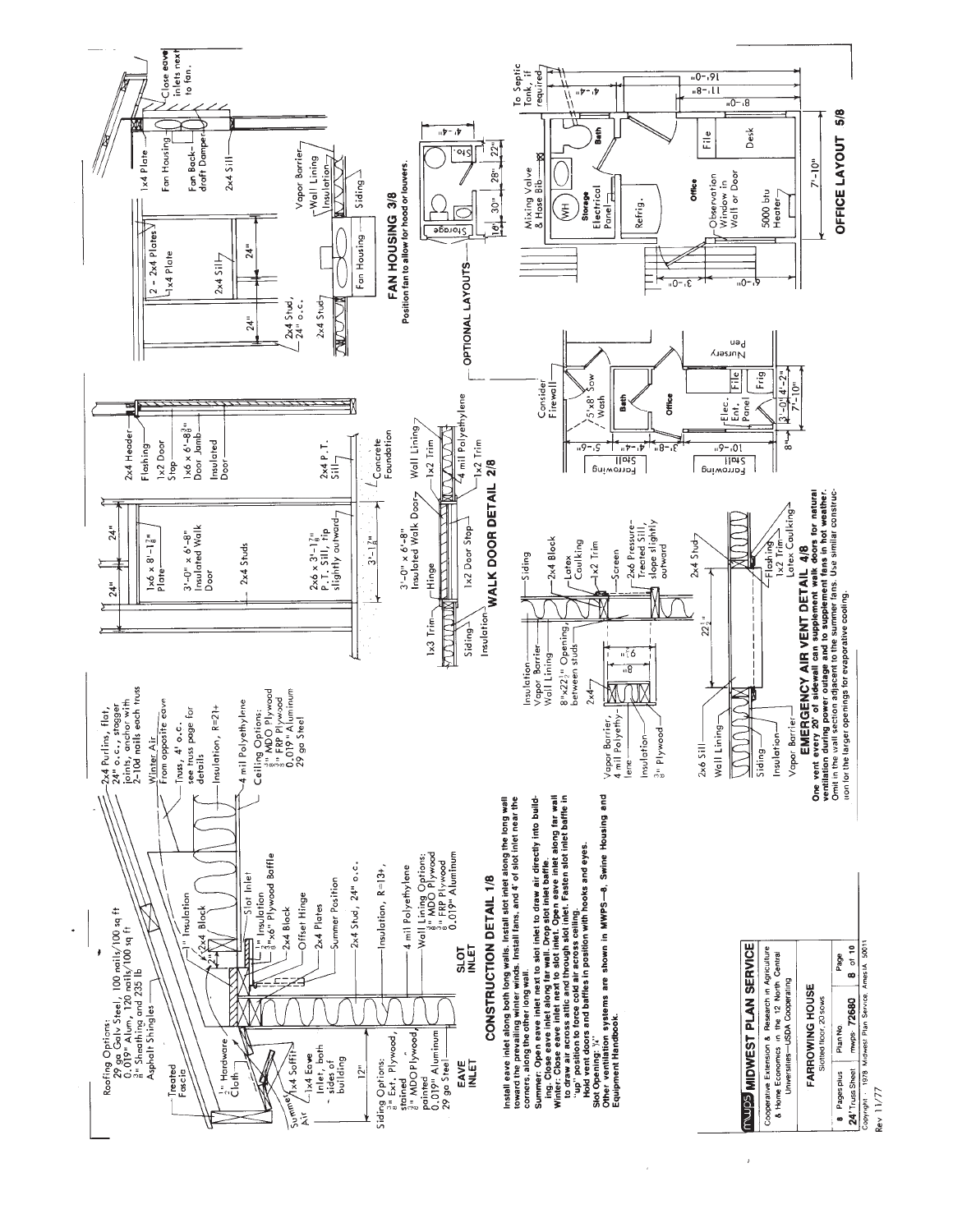## CONSTRUCTION DETAIL 1/8

EAVE INLET

SLOT INLET

Roofing Options:
29 ga Galv Steel, 100 nails/100 sq ft
0.019" Alum, 120 nails/100 sq ft
3/8" Sheathing and 235 lb
Asphalt Shingles

Treated Fascia

1/2" Hardware Cloth

Summer Air

1x4 Soffit

1x4 Eave Inlet, both sides of building

12"

Siding Options:
3/8" Ext. Plywood, stained
3/8" MDO Plywood, painted
0.019" Aluminum
29 ga Steel

1" Insulation

2x4 Block

2"

Slot Inlet

1/2" Insulation

3/8"x6" Plywood Baffle

2x4 Block

Offset Hinge

2x4 Plates

Summer Position

2x4 Stud, 24" o.c.

Insulation, R=13+

4 mil Polyethylene

Wall Lining Options:
3/8" MDO Plywood
3/8" FRP Plywood
0.019" Aluminum

2x4 Purlins, flat, 24" o.c., stagger joints, anchor with 2-10d nails each truss

Winter Air From opposite eave

Truss, 4' o.c. see truss page for details

Insulation, R=21+

4 mil Polyethylene

Ceiling Options:
3/8" MDO Plywood
3/8" FRP Plywood
0.019" Aluminum
29 ga Steel

**Install eave inlet along both long walls. Install slot inlet along the long wall toward the prevailing winter winds. Install fans, and 4' of slot inlet near the corners, along the other long wall.**
**Summer: Open eave inlet next to slot inlet to draw air directly into building. Close eave inlet along far wall. Drop slot inlet baffle.**
**Winter: Close eave inlet next to slot inlet. Open eave inlet along far wall to draw air across attic and through slot inlet. Fasten slot inlet baffle in "up" position to force cold air across ceiling.**
**Hold vent doors and baffles in position with hooks and eyes.**
**Slot Opening: 3/4".**
**Other ventilation systems are shown in MWPS—8, Swine Housing and Equipment Handbook.**

## WALK DOOR DETAIL 2/8

24" 24"

1x6 x 8'-1 7/8" Plate

3'-0" x 6'-8" Insulated Walk Door

2x4 Studs

2x6 x 3'-1 7/8" P.T. Sill, tip slightly outward

3'-1 7/8"

2x4 Header

Flashing

1x2 Door Stop

1x6 x 6'-8 3/8" Door Jamb

Insulated Door

2x4 P.T. Sill

Concrete Foundation

1x3 Trim

Siding

Insulation

Hinge

3'-0" x 6'-8" Insulated Walk Door

1x2 Door Stop

Wall Lining

1x2 Trim

4 mil Polyethylene

1x2 Trim

## FAN HOUSING 3/8

**Position fan to allow for hood or louvers.**

2 - 2x4 Plates

1x4 Plate

2x4 Sill

24"

24"

24"

2x4 Stud, 24" o.c.

2x4 Stud

Fan Housing

1x4 Plate

Fan Housing

Fan Back-draft Damper

2x4 Sill

Vapor Barrier

Wall Lining

Insulation

Siding

Close eave inlets next to fan.

## EMERGENCY AIR VENT DETAIL 4/8

**One vent every 20' of sidewall can supplement walk doors for natural ventilation during power outage and to supplement fans in hot weather. Omit in the wall section adjacent to the summer fans. Use similar construction for the larger openings for evaporative cooling.**

Insulation

Vapor Barrier

Wall Lining

8"x22 1/2" Opening, between studs

2x4

Vapor Barrier, 4 mil Polyethylene

Insulation

3/8" Plywood

Siding

2x4 Block

Latex Caulking

1x2 Trim

Screen

2x6 Pressure-Treated Sill, slope slightly outward

9 1/2"

8"

2x6 Sill

Wall Lining

Siding

Insulation

Vapor Barrier

22 1/2"

2x4 Stud

Flashing

1x2 Trim

Latex Caulking

## OPTIONAL LAYOUTS

Storage

Sto.

WH

30"

28"

22"

16"

4'-4"

Consider Firewall

5'x8' Sow Wash

Bath

Office

Nursery Pen

Elec. Ent. Panel

File

Frig

Farrowing Stall

Farrowing Stall

5'-6"

4'-4"

3'-8"

10'-6"

3'-0"

4'-2"

7'-10"

8"

## OFFICE LAYOUT 5/8

Mixing Valve & Hose Bib

WH

Storage

Electrical Panel

Refrig.

Bath

Office

Observation Window in Wall or Door

5000 btu Heater

File

Desk

To Septic Tank, if required

4'-4"

16'-0"

11'-8"

8'-0"

3'-0"

6'-0"

7'-10"

mwps MIDWEST PLAN SERVICE

Cooperative Extension & Research in Agriculture & Home Economics in the 12 North Central Universities—USDA Cooperating

FARROWING HOUSE
Slotted floor, 20 sows

| 8 Pages plus 24' Truss Sheet | Plan No mwps- 72680 | Page 8 of 10 |
|---|---|---|

Copyright 1978 Midwest Plan Service, Ames IA 50011

Rev 11/77